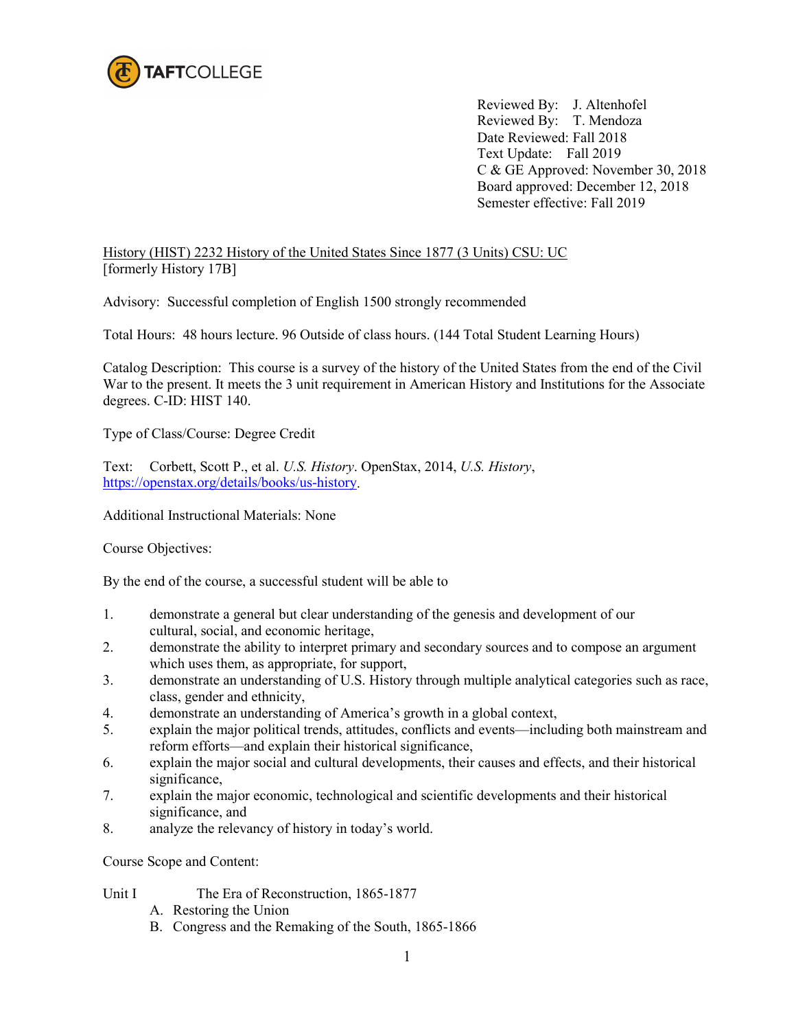TAFTCOLLEGE

Reviewed By: J. Altenhofel
Reviewed By: T. Mendoza
Date Reviewed: Fall 2018
Text Update: Fall 2019
C & GE Approved: November 30, 2018
Board approved: December 12, 2018
Semester effective: Fall 2019

History (HIST) 2232 History of the United States Since 1877 (3 Units) CSU: UC
[formerly History 17B]

Advisory: Successful completion of English 1500 strongly recommended

Total Hours: 48 hours lecture. 96 Outside of class hours. (144 Total Student Learning Hours)

Catalog Description: This course is a survey of the history of the United States from the end of the Civil War to the present. It meets the 3 unit requirement in American History and Institutions for the Associate degrees. C-ID: HIST 140.

Type of Class/Course: Degree Credit

Text: Corbett, Scott P., et al. *U.S. History*. OpenStax, 2014, *U.S. History*, https://openstax.org/details/books/us-history.

Additional Instructional Materials: None

Course Objectives:

By the end of the course, a successful student will be able to

1. demonstrate a general but clear understanding of the genesis and development of our cultural, social, and economic heritage,
2. demonstrate the ability to interpret primary and secondary sources and to compose an argument which uses them, as appropriate, for support,
3. demonstrate an understanding of U.S. History through multiple analytical categories such as race, class, gender and ethnicity,
4. demonstrate an understanding of America's growth in a global context,
5. explain the major political trends, attitudes, conflicts and events—including both mainstream and reform efforts—and explain their historical significance,
6. explain the major social and cultural developments, their causes and effects, and their historical significance,
7. explain the major economic, technological and scientific developments and their historical significance, and
8. analyze the relevancy of history in today's world.

Course Scope and Content:

Unit I The Era of Reconstruction, 1865-1877
   A. Restoring the Union
   B. Congress and the Remaking of the South, 1865-1866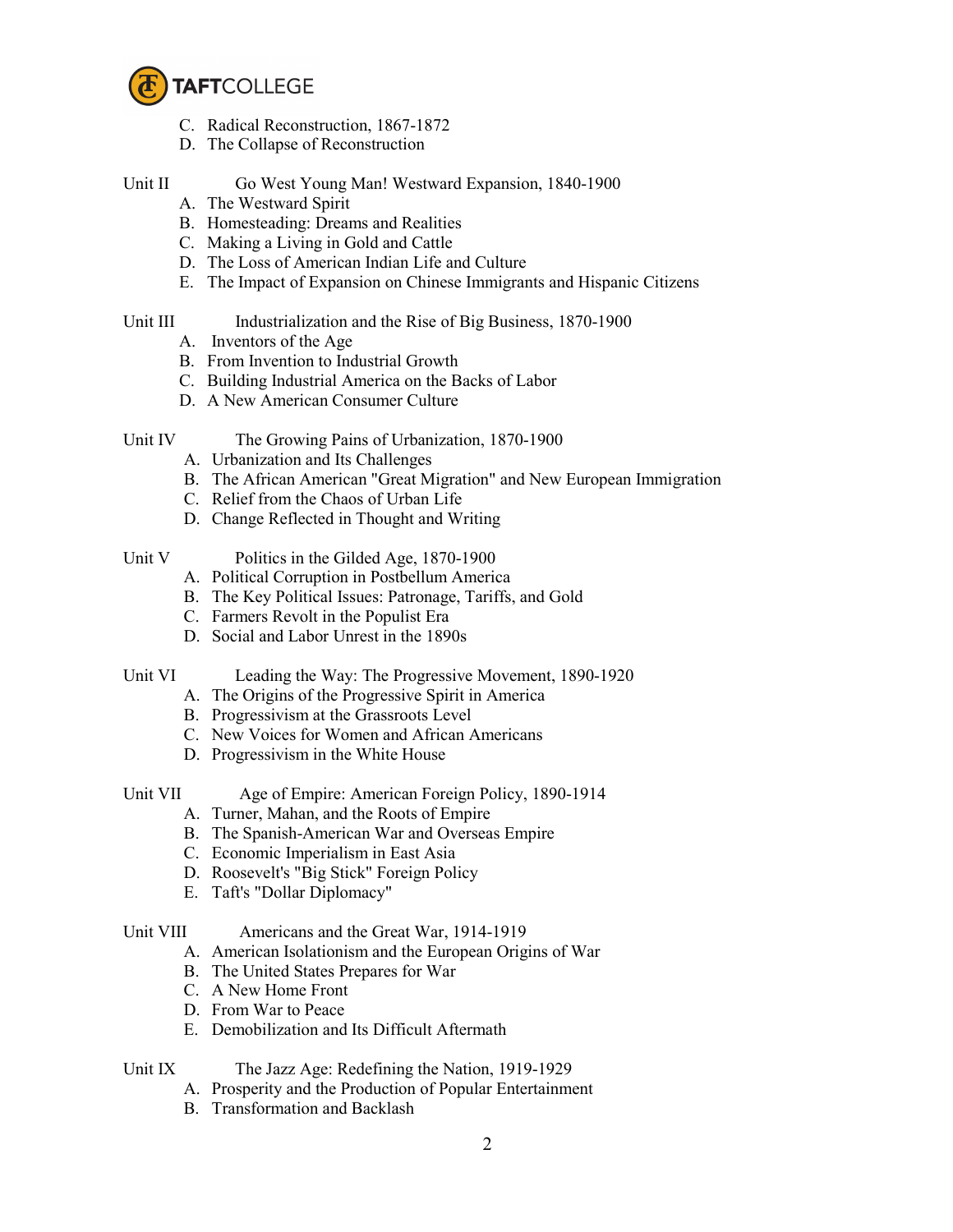C. Radical Reconstruction, 1867-1872
D. The Collapse of Reconstruction

Unit II Go West Young Man! Westward Expansion, 1840-1900

A. The Westward Spirit
B. Homesteading: Dreams and Realities
C. Making a Living in Gold and Cattle
D. The Loss of American Indian Life and Culture
E. The Impact of Expansion on Chinese Immigrants and Hispanic Citizens

Unit III Industrialization and the Rise of Big Business, 1870-1900

A. Inventors of the Age
B. From Invention to Industrial Growth
C. Building Industrial America on the Backs of Labor
D. A New American Consumer Culture

Unit IV The Growing Pains of Urbanization, 1870-1900

A. Urbanization and Its Challenges
B. The African American "Great Migration" and New European Immigration
C. Relief from the Chaos of Urban Life
D. Change Reflected in Thought and Writing

Unit V Politics in the Gilded Age, 1870-1900

A. Political Corruption in Postbellum America
B. The Key Political Issues: Patronage, Tariffs, and Gold
C. Farmers Revolt in the Populist Era
D. Social and Labor Unrest in the 1890s

Unit VI Leading the Way: The Progressive Movement, 1890-1920

A. The Origins of the Progressive Spirit in America
B. Progressivism at the Grassroots Level
C. New Voices for Women and African Americans
D. Progressivism in the White House

Unit VII Age of Empire: American Foreign Policy, 1890-1914

A. Turner, Mahan, and the Roots of Empire
B. The Spanish-American War and Overseas Empire
C. Economic Imperialism in East Asia
D. Roosevelt's "Big Stick" Foreign Policy
E. Taft's "Dollar Diplomacy"

Unit VIII Americans and the Great War, 1914-1919

A. American Isolationism and the European Origins of War
B. The United States Prepares for War
C. A New Home Front
D. From War to Peace
E. Demobilization and Its Difficult Aftermath

Unit IX The Jazz Age: Redefining the Nation, 1919-1929

A. Prosperity and the Production of Popular Entertainment
B. Transformation and Backlash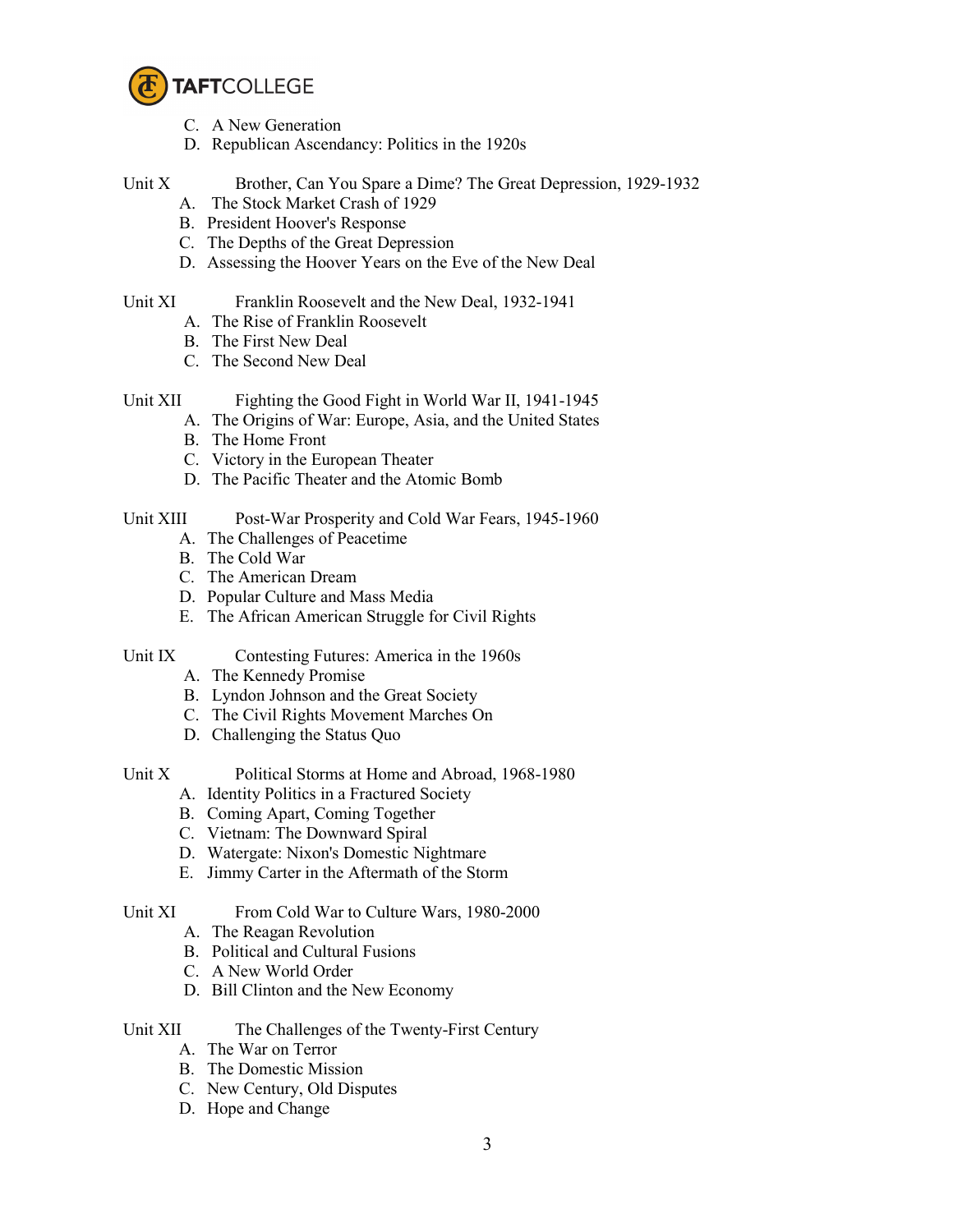C. A New Generation
D. Republican Ascendancy: Politics in the 1920s

Unit X Brother, Can You Spare a Dime? The Great Depression, 1929-1932
A. The Stock Market Crash of 1929
B. President Hoover's Response
C. The Depths of the Great Depression
D. Assessing the Hoover Years on the Eve of the New Deal

Unit XI Franklin Roosevelt and the New Deal, 1932-1941
A. The Rise of Franklin Roosevelt
B. The First New Deal
C. The Second New Deal

Unit XII Fighting the Good Fight in World War II, 1941-1945
A. The Origins of War: Europe, Asia, and the United States
B. The Home Front
C. Victory in the European Theater
D. The Pacific Theater and the Atomic Bomb

Unit XIII Post-War Prosperity and Cold War Fears, 1945-1960
A. The Challenges of Peacetime
B. The Cold War
C. The American Dream
D. Popular Culture and Mass Media
E. The African American Struggle for Civil Rights

Unit IX Contesting Futures: America in the 1960s
A. The Kennedy Promise
B. Lyndon Johnson and the Great Society
C. The Civil Rights Movement Marches On
D. Challenging the Status Quo

Unit X Political Storms at Home and Abroad, 1968-1980
A. Identity Politics in a Fractured Society
B. Coming Apart, Coming Together
C. Vietnam: The Downward Spiral
D. Watergate: Nixon's Domestic Nightmare
E. Jimmy Carter in the Aftermath of the Storm

Unit XI From Cold War to Culture Wars, 1980-2000
A. The Reagan Revolution
B. Political and Cultural Fusions
C. A New World Order
D. Bill Clinton and the New Economy

Unit XII The Challenges of the Twenty-First Century
A. The War on Terror
B. The Domestic Mission
C. New Century, Old Disputes
D. Hope and Change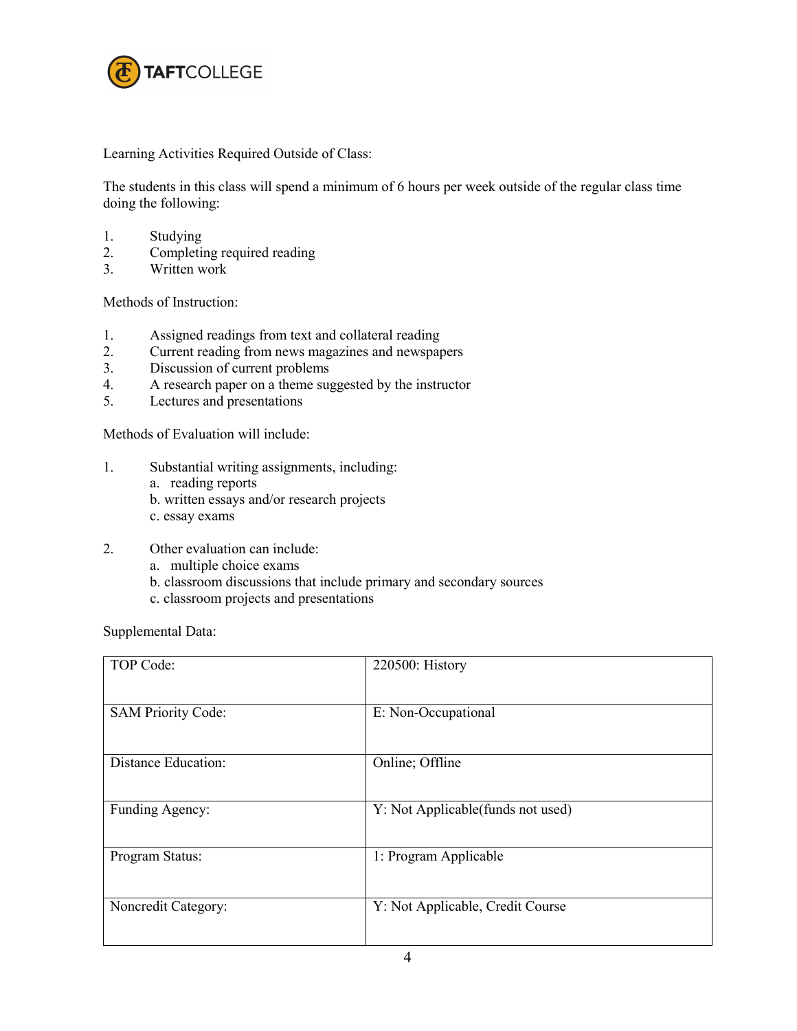Learning Activities Required Outside of Class:

The students in this class will spend a minimum of 6 hours per week outside of the regular class time doing the following:

1. Studying
2. Completing required reading
3. Written work

Methods of Instruction:

1. Assigned readings from text and collateral reading
2. Current reading from news magazines and newspapers
3. Discussion of current problems
4. A research paper on a theme suggested by the instructor
5. Lectures and presentations

Methods of Evaluation will include:

1. Substantial writing assignments, including:
   a. reading reports
   b. written essays and/or research projects
   c. essay exams

2. Other evaluation can include:
   a. multiple choice exams
   b. classroom discussions that include primary and secondary sources
   c. classroom projects and presentations

Supplemental Data:

| | |
|---|---|
| TOP Code: | 220500: History |
| SAM Priority Code: | E: Non-Occupational |
| Distance Education: | Online; Offline |
| Funding Agency: | Y: Not Applicable(funds not used) |
| Program Status: | 1: Program Applicable |
| Noncredit Category: | Y: Not Applicable, Credit Course |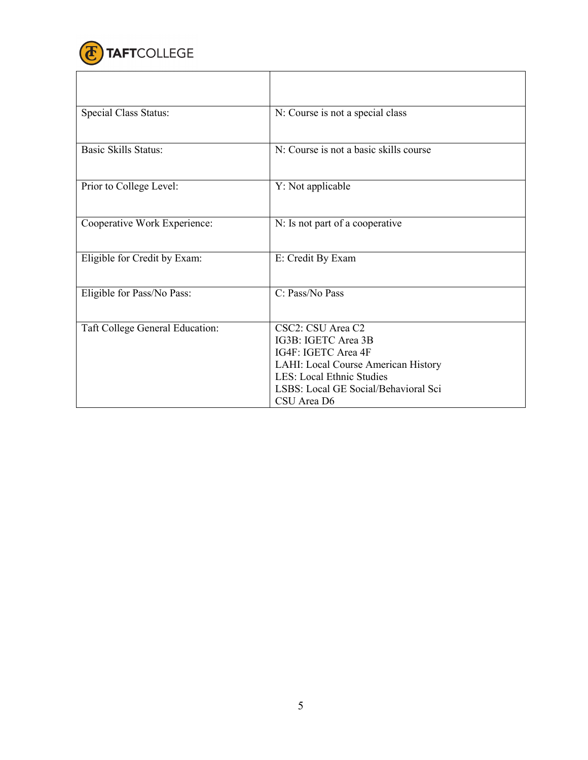| | |
|---|---|
| Special Class Status: | N: Course is not a special class |
| Basic Skills Status: | N: Course is not a basic skills course |
| Prior to College Level: | Y: Not applicable |
| Cooperative Work Experience: | N: Is not part of a cooperative |
| Eligible for Credit by Exam: | E: Credit By Exam |
| Eligible for Pass/No Pass: | C: Pass/No Pass |
| Taft College General Education: | CSC2: CSU Area C2<br>IG3B: IGETC Area 3B<br>IG4F: IGETC Area 4F<br>LAHI: Local Course American History<br>LES: Local Ethnic Studies<br>LSBS: Local GE Social/Behavioral Sci<br>CSU Area D6 |